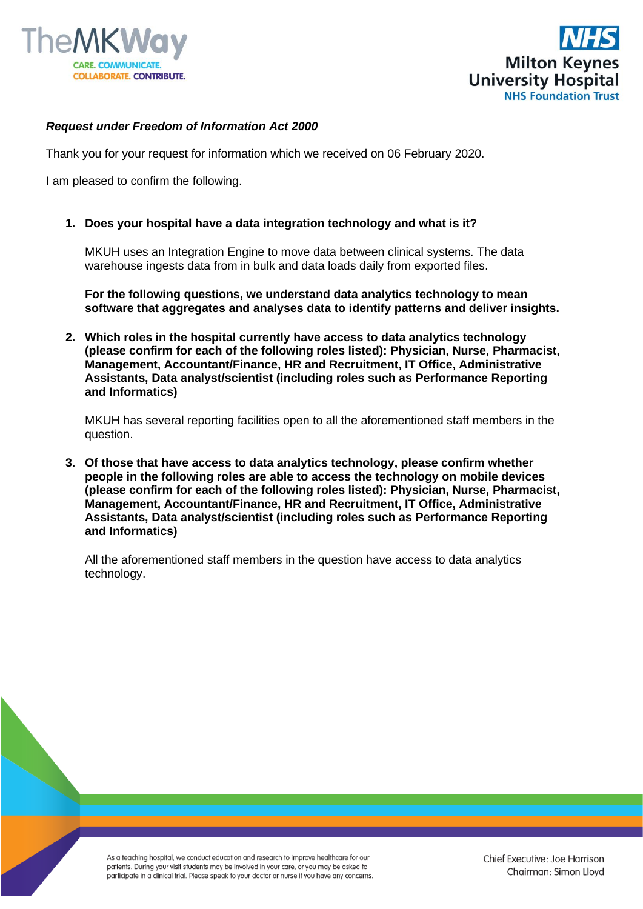***Request under Freedom of Information Act 2000***

Thank you for your request for information which we received on 06 February 2020.

I am pleased to confirm the following.

1. **Does your hospital have a data integration technology and what is it?**

   MKUH uses an Integration Engine to move data between clinical systems. The data warehouse ingests data from in bulk and data loads daily from exported files.

   **For the following questions, we understand data analytics technology to mean software that aggregates and analyses data to identify patterns and deliver insights.**

2. **Which roles in the hospital currently have access to data analytics technology (please confirm for each of the following roles listed): Physician, Nurse, Pharmacist, Management, Accountant/Finance, HR and Recruitment, IT Office, Administrative Assistants, Data analyst/scientist (including roles such as Performance Reporting and Informatics)**

   MKUH has several reporting facilities open to all the aforementioned staff members in the question.

3. **Of those that have access to data analytics technology, please confirm whether people in the following roles are able to access the technology on mobile devices (please confirm for each of the following roles listed): Physician, Nurse, Pharmacist, Management, Accountant/Finance, HR and Recruitment, IT Office, Administrative Assistants, Data analyst/scientist (including roles such as Performance Reporting and Informatics)**

   All the aforementioned staff members in the question have access to data analytics technology.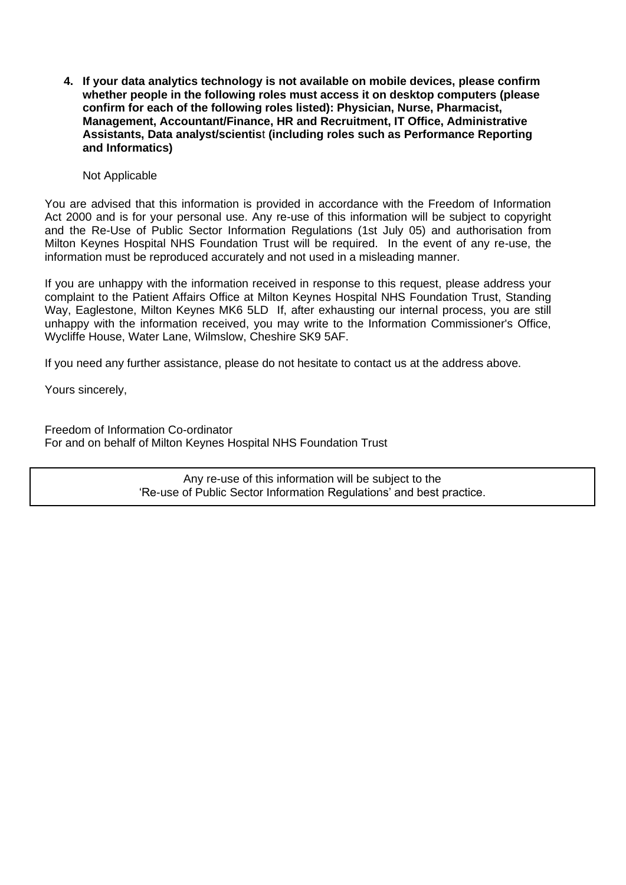4. **If your data analytics technology is not available on mobile devices, please confirm whether people in the following roles must access it on desktop computers (please confirm for each of the following roles listed): Physician, Nurse, Pharmacist, Management, Accountant/Finance, HR and Recruitment, IT Office, Administrative Assistants, Data analyst/scientist (including roles such as Performance Reporting and Informatics)**

   Not Applicable

You are advised that this information is provided in accordance with the Freedom of Information Act 2000 and is for your personal use. Any re-use of this information will be subject to copyright and the Re-Use of Public Sector Information Regulations (1st July 05) and authorisation from Milton Keynes Hospital NHS Foundation Trust will be required. In the event of any re-use, the information must be reproduced accurately and not used in a misleading manner.

If you are unhappy with the information received in response to this request, please address your complaint to the Patient Affairs Office at Milton Keynes Hospital NHS Foundation Trust, Standing Way, Eaglestone, Milton Keynes MK6 5LD If, after exhausting our internal process, you are still unhappy with the information received, you may write to the Information Commissioner's Office, Wycliffe House, Water Lane, Wilmslow, Cheshire SK9 5AF.

If you need any further assistance, please do not hesitate to contact us at the address above.

Yours sincerely,

Freedom of Information Co-ordinator
For and on behalf of Milton Keynes Hospital NHS Foundation Trust

Any re-use of this information will be subject to the 'Re-use of Public Sector Information Regulations' and best practice.